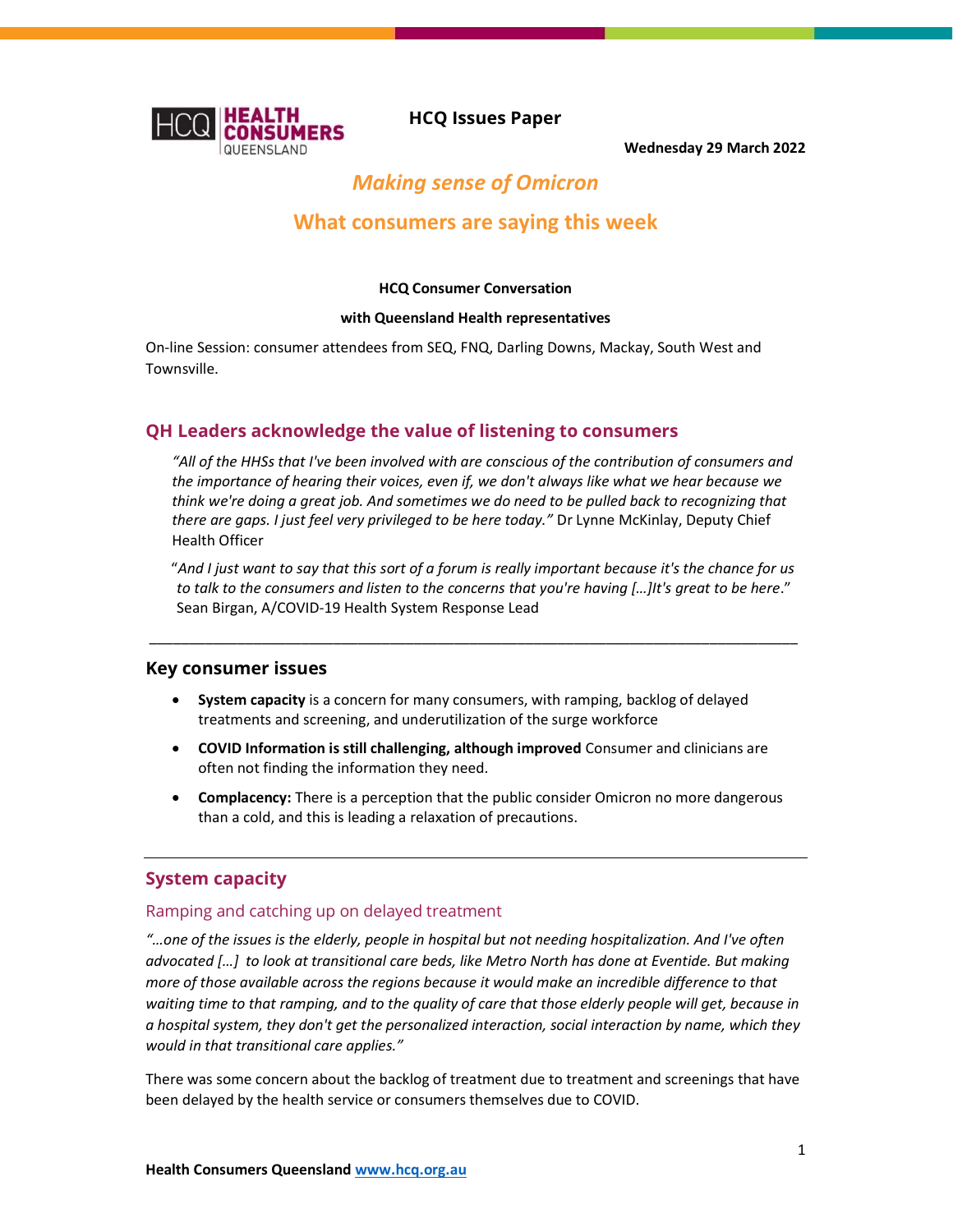HCQ HEALTH CONSUMERS QUEENSLAND

**HCQ Issues Paper**

**Wednesday 29 March 2022**

# *Making sense of Omicron*

# What consumers are saying this week

**HCQ Consumer Conversation**

**with Queensland Health representatives**

On-line Session: consumer attendees from SEQ, FNQ, Darling Downs, Mackay, South West and Townsville.

## QH Leaders acknowledge the value of listening to consumers

> *"All of the HHSs that I've been involved with are conscious of the contribution of consumers and the importance of hearing their voices, even if, we don't always like what we hear because we think we're doing a great job. And sometimes we do need to be pulled back to recognizing that there are gaps. I just feel very privileged to be here today."* Dr Lynne McKinlay, Deputy Chief Health Officer

> "*And I just want to say that this sort of a forum is really important because it's the chance for us to talk to the consumers and listen to the concerns that you're having […]It's great to be here*." Sean Birgan, A/COVID-19 Health System Response Lead

---

## Key consumer issues

- **System capacity** is a concern for many consumers, with ramping, backlog of delayed treatments and screening, and underutilization of the surge workforce
- **COVID Information is still challenging, although improved** Consumer and clinicians are often not finding the information they need.
- **Complacency:** There is a perception that the public consider Omicron no more dangerous than a cold, and this is leading a relaxation of precautions.

---

## System capacity

### Ramping and catching up on delayed treatment

*"…one of the issues is the elderly, people in hospital but not needing hospitalization. And I've often advocated […] to look at transitional care beds, like Metro North has done at Eventide. But making more of those available across the regions because it would make an incredible difference to that waiting time to that ramping, and to the quality of care that those elderly people will get, because in a hospital system, they don't get the personalized interaction, social interaction by name, which they would in that transitional care applies."*

There was some concern about the backlog of treatment due to treatment and screenings that have been delayed by the health service or consumers themselves due to COVID.

**Health Consumers Queensland** www.hcq.org.au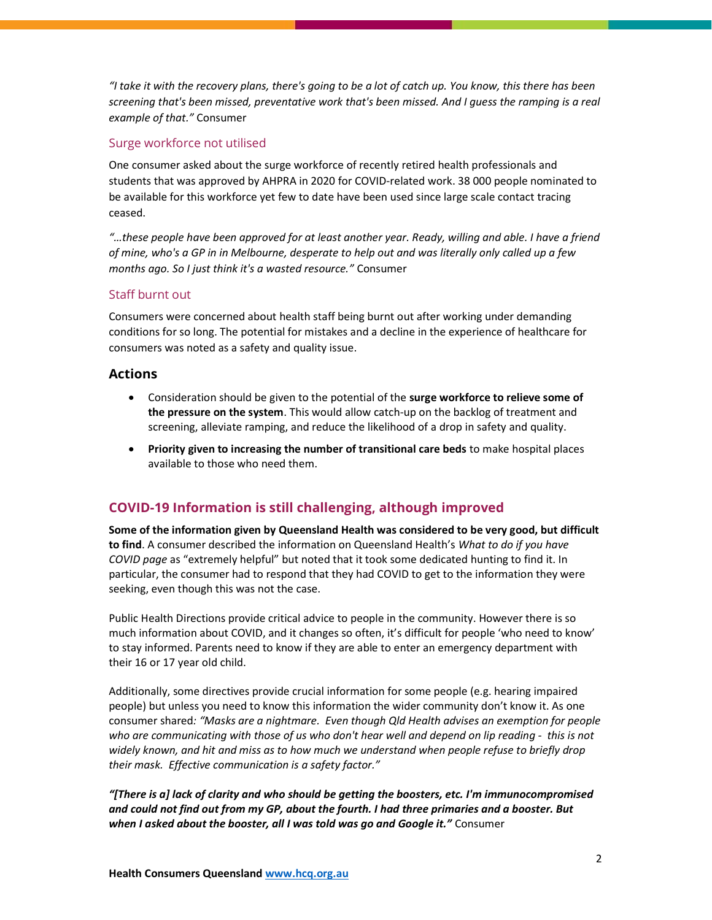*"I take it with the recovery plans, there's going to be a lot of catch up. You know, this there has been screening that's been missed, preventative work that's been missed. And I guess the ramping is a real example of that."* Consumer

### Surge workforce not utilised

One consumer asked about the surge workforce of recently retired health professionals and students that was approved by AHPRA in 2020 for COVID-related work. 38 000 people nominated to be available for this workforce yet few to date have been used since large scale contact tracing ceased.

*"…these people have been approved for at least another year. Ready, willing and able. I have a friend of mine, who's a GP in in Melbourne, desperate to help out and was literally only called up a few months ago. So I just think it's a wasted resource."* Consumer

### Staff burnt out

Consumers were concerned about health staff being burnt out after working under demanding conditions for so long. The potential for mistakes and a decline in the experience of healthcare for consumers was noted as a safety and quality issue.

### Actions

- Consideration should be given to the potential of the **surge workforce to relieve some of the pressure on the system**. This would allow catch-up on the backlog of treatment and screening, alleviate ramping, and reduce the likelihood of a drop in safety and quality.
- **Priority given to increasing the number of transitional care beds** to make hospital places available to those who need them.

## COVID-19 Information is still challenging, although improved

**Some of the information given by Queensland Health was considered to be very good, but difficult to find**. A consumer described the information on Queensland Health's *What to do if you have COVID page* as "extremely helpful" but noted that it took some dedicated hunting to find it. In particular, the consumer had to respond that they had COVID to get to the information they were seeking, even though this was not the case.

Public Health Directions provide critical advice to people in the community. However there is so much information about COVID, and it changes so often, it's difficult for people 'who need to know' to stay informed. Parents need to know if they are able to enter an emergency department with their 16 or 17 year old child.

Additionally, some directives provide crucial information for some people (e.g. hearing impaired people) but unless you need to know this information the wider community don't know it. As one consumer shared*: "Masks are a nightmare. Even though Qld Health advises an exemption for people who are communicating with those of us who don't hear well and depend on lip reading - this is not widely known, and hit and miss as to how much we understand when people refuse to briefly drop their mask. Effective communication is a safety factor."*

***"[There is a] lack of clarity and who should be getting the boosters, etc. I'm immunocompromised and could not find out from my GP, about the fourth. I had three primaries and a booster. But when I asked about the booster, all I was told was go and Google it."*** Consumer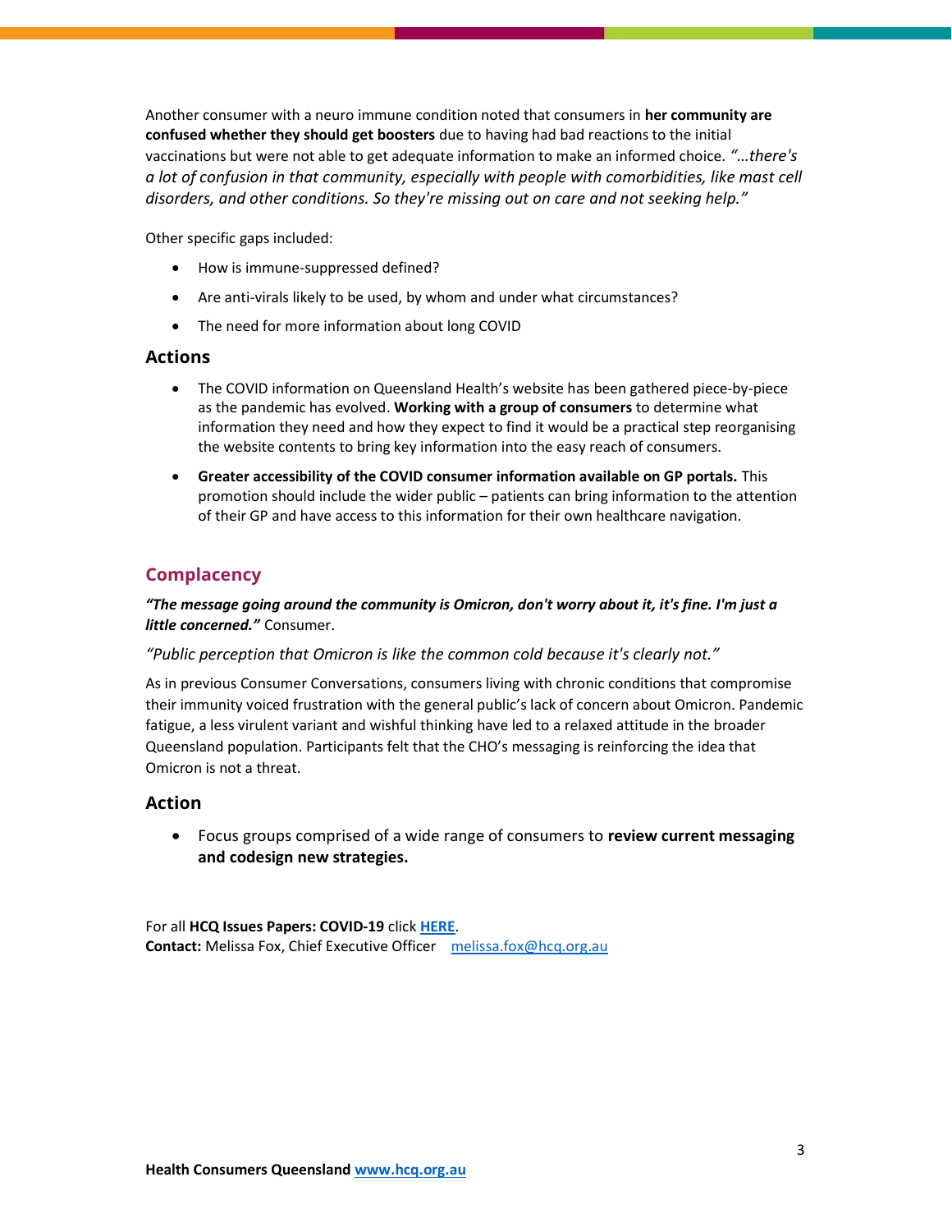Another consumer with a neuro immune condition noted that consumers in **her community are confused whether they should get boosters** due to having had bad reactions to the initial vaccinations but were not able to get adequate information to make an informed choice. *"…there's a lot of confusion in that community, especially with people with comorbidities, like mast cell disorders, and other conditions. So they're missing out on care and not seeking help."*

Other specific gaps included:

- How is immune-suppressed defined?
- Are anti-virals likely to be used, by whom and under what circumstances?
- The need for more information about long COVID

### Actions

- The COVID information on Queensland Health's website has been gathered piece-by-piece as the pandemic has evolved. **Working with a group of consumers** to determine what information they need and how they expect to find it would be a practical step reorganising the website contents to bring key information into the easy reach of consumers.
- **Greater accessibility of the COVID consumer information available on GP portals.** This promotion should include the wider public – patients can bring information to the attention of their GP and have access to this information for their own healthcare navigation.

## Complacency

***"The message going around the community is Omicron, don't worry about it, it's fine. I'm just a little concerned."*** Consumer.

*"Public perception that Omicron is like the common cold because it's clearly not."*

As in previous Consumer Conversations, consumers living with chronic conditions that compromise their immunity voiced frustration with the general public's lack of concern about Omicron. Pandemic fatigue, a less virulent variant and wishful thinking have led to a relaxed attitude in the broader Queensland population. Participants felt that the CHO's messaging is reinforcing the idea that Omicron is not a threat.

### Action

- Focus groups comprised of a wide range of consumers to **review current messaging and codesign new strategies.**

For all **HCQ Issues Papers: COVID-19** click **HERE**.
**Contact:** Melissa Fox, Chief Executive Officer melissa.fox@hcq.org.au

**Health Consumers Queensland** www.hcq.org.au